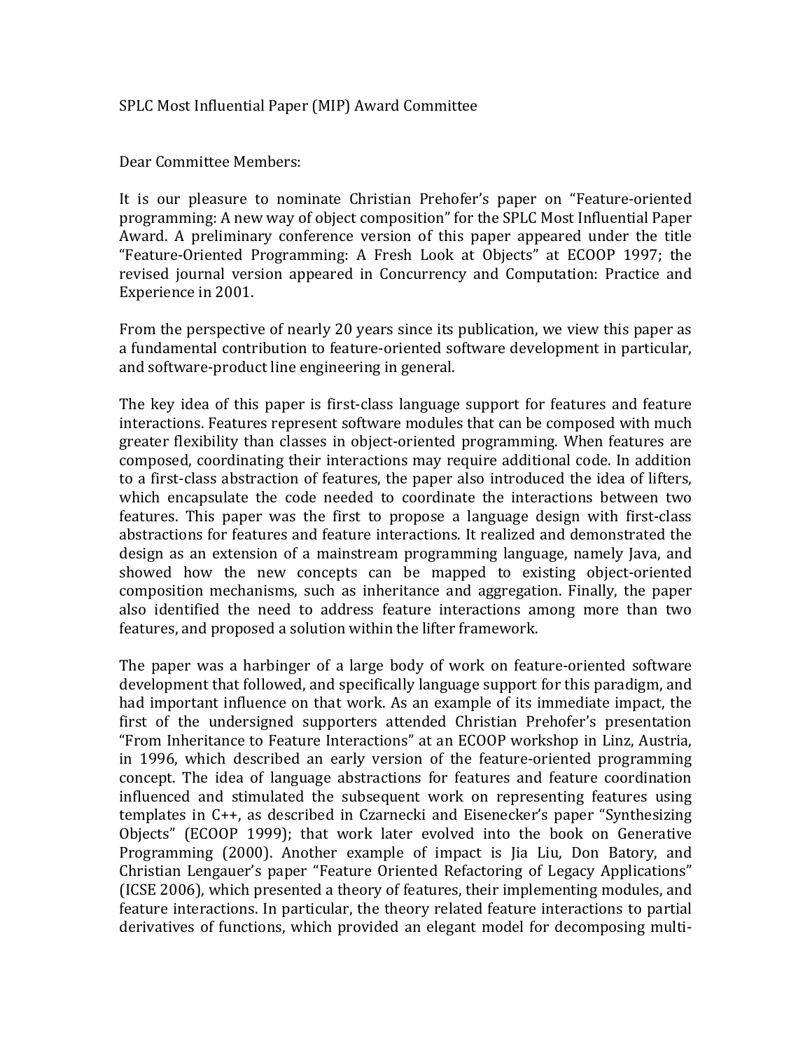SPLC Most Influential Paper (MIP) Award Committee

Dear Committee Members:

It is our pleasure to nominate Christian Prehofer's paper on "Feature-oriented programming: A new way of object composition" for the SPLC Most Influential Paper Award. A preliminary conference version of this paper appeared under the title "Feature-Oriented Programming: A Fresh Look at Objects" at ECOOP 1997; the revised journal version appeared in Concurrency and Computation: Practice and Experience in 2001.

From the perspective of nearly 20 years since its publication, we view this paper as a fundamental contribution to feature-oriented software development in particular, and software-product line engineering in general.

The key idea of this paper is first-class language support for features and feature interactions. Features represent software modules that can be composed with much greater flexibility than classes in object-oriented programming. When features are composed, coordinating their interactions may require additional code. In addition to a first-class abstraction of features, the paper also introduced the idea of lifters, which encapsulate the code needed to coordinate the interactions between two features. This paper was the first to propose a language design with first-class abstractions for features and feature interactions. It realized and demonstrated the design as an extension of a mainstream programming language, namely Java, and showed how the new concepts can be mapped to existing object-oriented composition mechanisms, such as inheritance and aggregation. Finally, the paper also identified the need to address feature interactions among more than two features, and proposed a solution within the lifter framework.

The paper was a harbinger of a large body of work on feature-oriented software development that followed, and specifically language support for this paradigm, and had important influence on that work. As an example of its immediate impact, the first of the undersigned supporters attended Christian Prehofer's presentation "From Inheritance to Feature Interactions" at an ECOOP workshop in Linz, Austria, in 1996, which described an early version of the feature-oriented programming concept. The idea of language abstractions for features and feature coordination influenced and stimulated the subsequent work on representing features using templates in C++, as described in Czarnecki and Eisenecker's paper "Synthesizing Objects" (ECOOP 1999); that work later evolved into the book on Generative Programming (2000). Another example of impact is Jia Liu, Don Batory, and Christian Lengauer's paper "Feature Oriented Refactoring of Legacy Applications" (ICSE 2006), which presented a theory of features, their implementing modules, and feature interactions. In particular, the theory related feature interactions to partial derivatives of functions, which provided an elegant model for decomposing multi-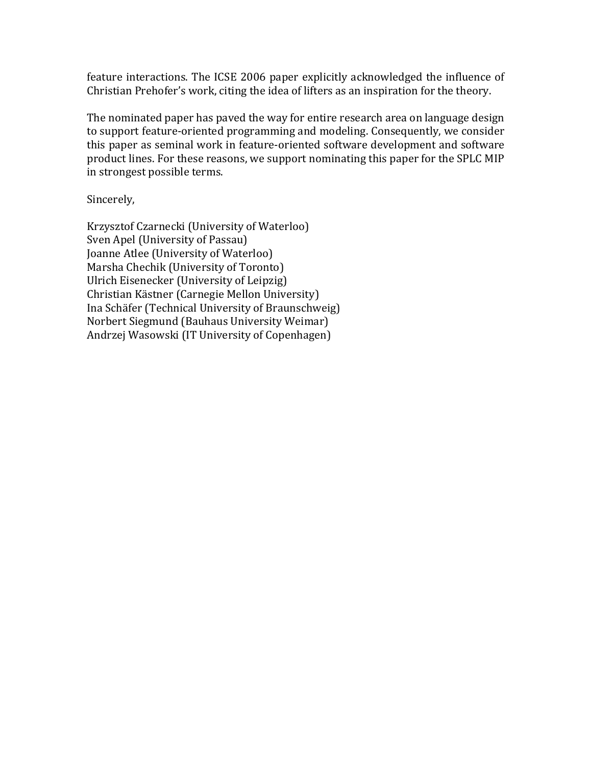feature interactions. The ICSE 2006 paper explicitly acknowledged the influence of Christian Prehofer's work, citing the idea of lifters as an inspiration for the theory.

The nominated paper has paved the way for entire research area on language design to support feature-oriented programming and modeling. Consequently, we consider this paper as seminal work in feature-oriented software development and software product lines. For these reasons, we support nominating this paper for the SPLC MIP in strongest possible terms.

Sincerely,

Krzysztof Czarnecki (University of Waterloo)
Sven Apel (University of Passau)
Joanne Atlee (University of Waterloo)
Marsha Chechik (University of Toronto)
Ulrich Eisenecker (University of Leipzig)
Christian Kästner (Carnegie Mellon University)
Ina Schäfer (Technical University of Braunschweig)
Norbert Siegmund (Bauhaus University Weimar)
Andrzej Wasowski (IT University of Copenhagen)